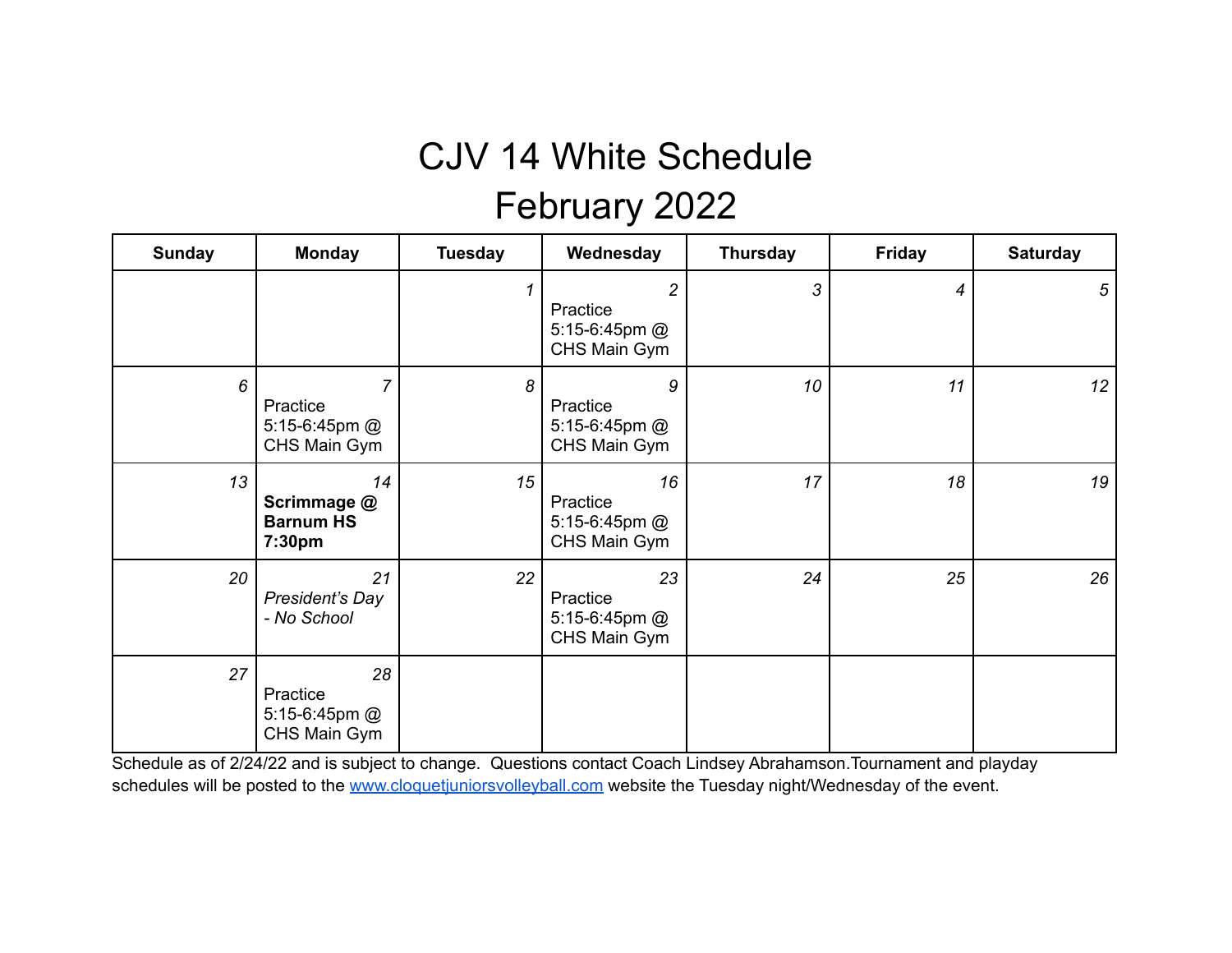# CJV 14 White Schedule
# February 2022

| Sunday | Monday | Tuesday | Wednesday | Thursday | Friday | Saturday |
|---|---|---|---|---|---|---|
| | | *1* | *2* Practice 5:15-6:45pm @ CHS Main Gym | *3* | *4* | *5* |
| *6* | *7* Practice 5:15-6:45pm @ CHS Main Gym | *8* | *9* Practice 5:15-6:45pm @ CHS Main Gym | *10* | *11* | *12* |
| *13* | *14* **Scrimmage @ Barnum HS 7:30pm** | *15* | *16* Practice 5:15-6:45pm @ CHS Main Gym | *17* | *18* | *19* |
| *20* | *21* *President's Day - No School* | *22* | *23* Practice 5:15-6:45pm @ CHS Main Gym | *24* | *25* | *26* |
| *27* | *28* Practice 5:15-6:45pm @ CHS Main Gym | | | | | |

Schedule as of 2/24/22 and is subject to change. Questions contact Coach Lindsey Abrahamson.Tournament and playday schedules will be posted to the [www.cloquetjuniorsvolleyball.com](http://www.cloquetjuniorsvolleyball.com) website the Tuesday night/Wednesday of the event.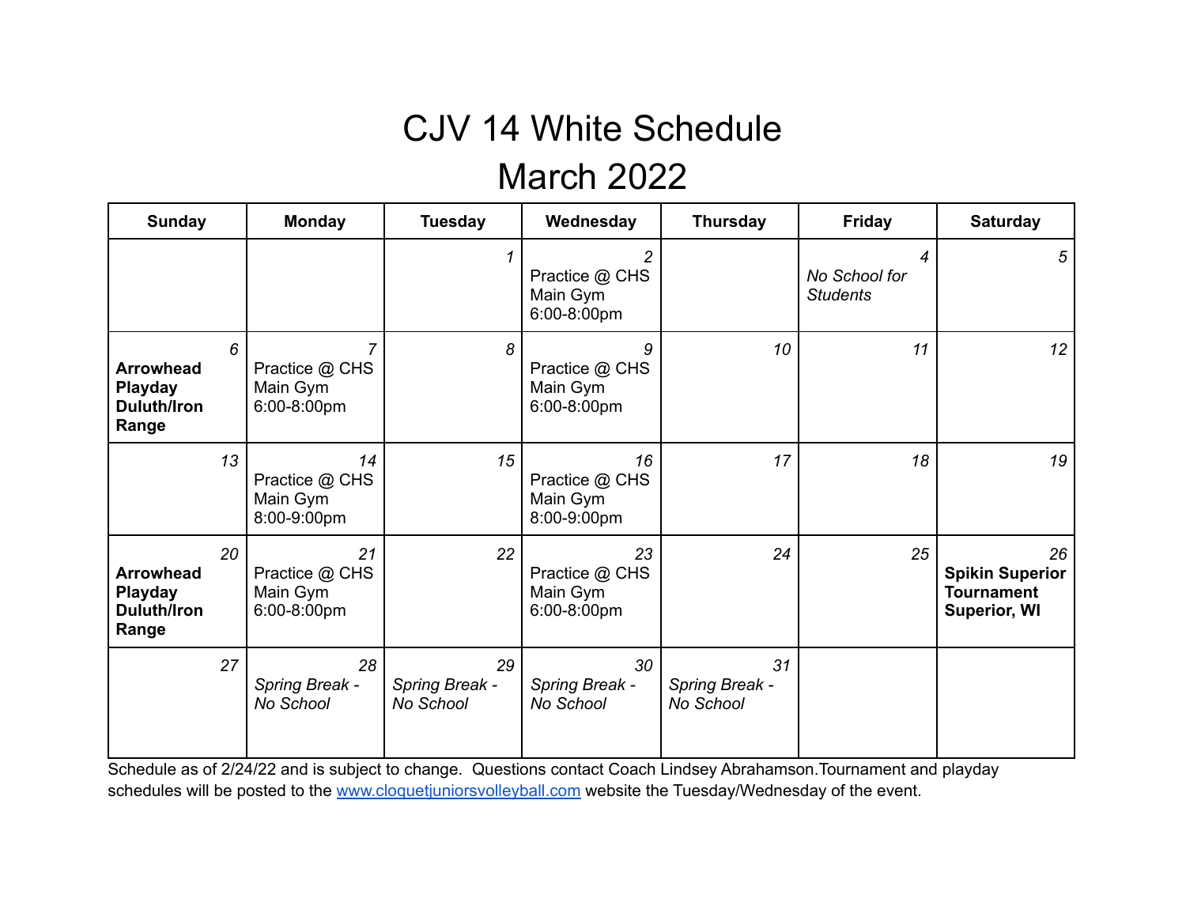# CJV 14 White Schedule

## March 2022

| Sunday | Monday | Tuesday | Wednesday | Thursday | Friday | Saturday |
|---|---|---|---|---|---|---|
| | | *1* | *2* Practice @ CHS Main Gym 6:00-8:00pm | | *4* *No School for Students* | *5* |
| *6* **Arrowhead Playday Duluth/Iron Range** | *7* Practice @ CHS Main Gym 6:00-8:00pm | *8* | *9* Practice @ CHS Main Gym 6:00-8:00pm | *10* | *11* | *12* |
| *13* | *14* Practice @ CHS Main Gym 8:00-9:00pm | *15* | *16* Practice @ CHS Main Gym 8:00-9:00pm | *17* | *18* | *19* |
| *20* **Arrowhead Playday Duluth/Iron Range** | *21* Practice @ CHS Main Gym 6:00-8:00pm | *22* | *23* Practice @ CHS Main Gym 6:00-8:00pm | *24* | *25* | *26* **Spikin Superior Tournament Superior, WI** |
| *27* | *28* *Spring Break - No School* | *29* *Spring Break - No School* | *30* *Spring Break - No School* | *31* *Spring Break - No School* | | |

Schedule as of 2/24/22 and is subject to change. Questions contact Coach Lindsey Abrahamson.Tournament and playday schedules will be posted to the [www.cloquetjuniorsvolleyball.com](http://www.cloquetjuniorsvolleyball.com) website the Tuesday/Wednesday of the event.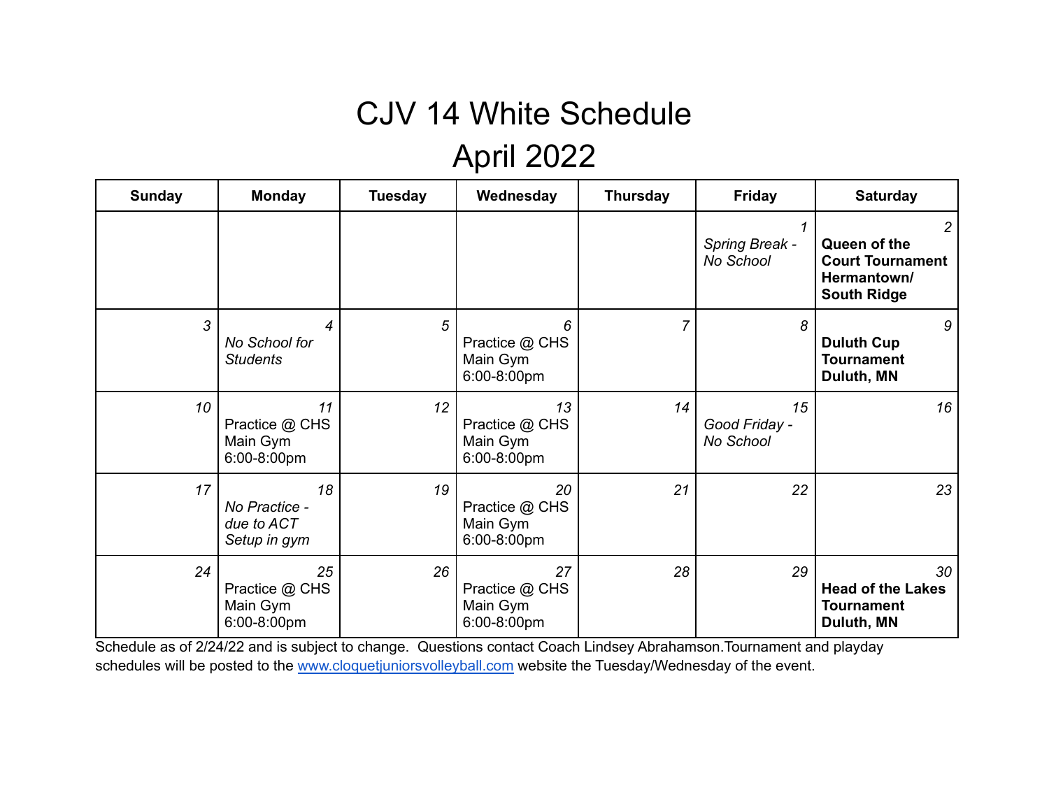# CJV 14 White Schedule

## April 2022

| Sunday | Monday | Tuesday | Wednesday | Thursday | Friday | Saturday |
|---|---|---|---|---|---|---|
| | | | | | *1* *Spring Break - No School* | *2* **Queen of the Court Tournament Hermantown/ South Ridge** |
| *3* | *4* *No School for Students* | *5* | *6* Practice @ CHS Main Gym 6:00-8:00pm | *7* | *8* | *9* **Duluth Cup Tournament Duluth, MN** |
| *10* | *11* Practice @ CHS Main Gym 6:00-8:00pm | *12* | *13* Practice @ CHS Main Gym 6:00-8:00pm | *14* | *15* *Good Friday - No School* | *16* |
| *17* | *18* *No Practice - due to ACT Setup in gym* | *19* | *20* Practice @ CHS Main Gym 6:00-8:00pm | *21* | *22* | *23* |
| *24* | *25* Practice @ CHS Main Gym 6:00-8:00pm | *26* | *27* Practice @ CHS Main Gym 6:00-8:00pm | *28* | *29* | *30* **Head of the Lakes Tournament Duluth, MN** |

Schedule as of 2/24/22 and is subject to change. Questions contact Coach Lindsey Abrahamson.Tournament and playday schedules will be posted to the www.cloquetjuniorsvolleyball.com website the Tuesday/Wednesday of the event.